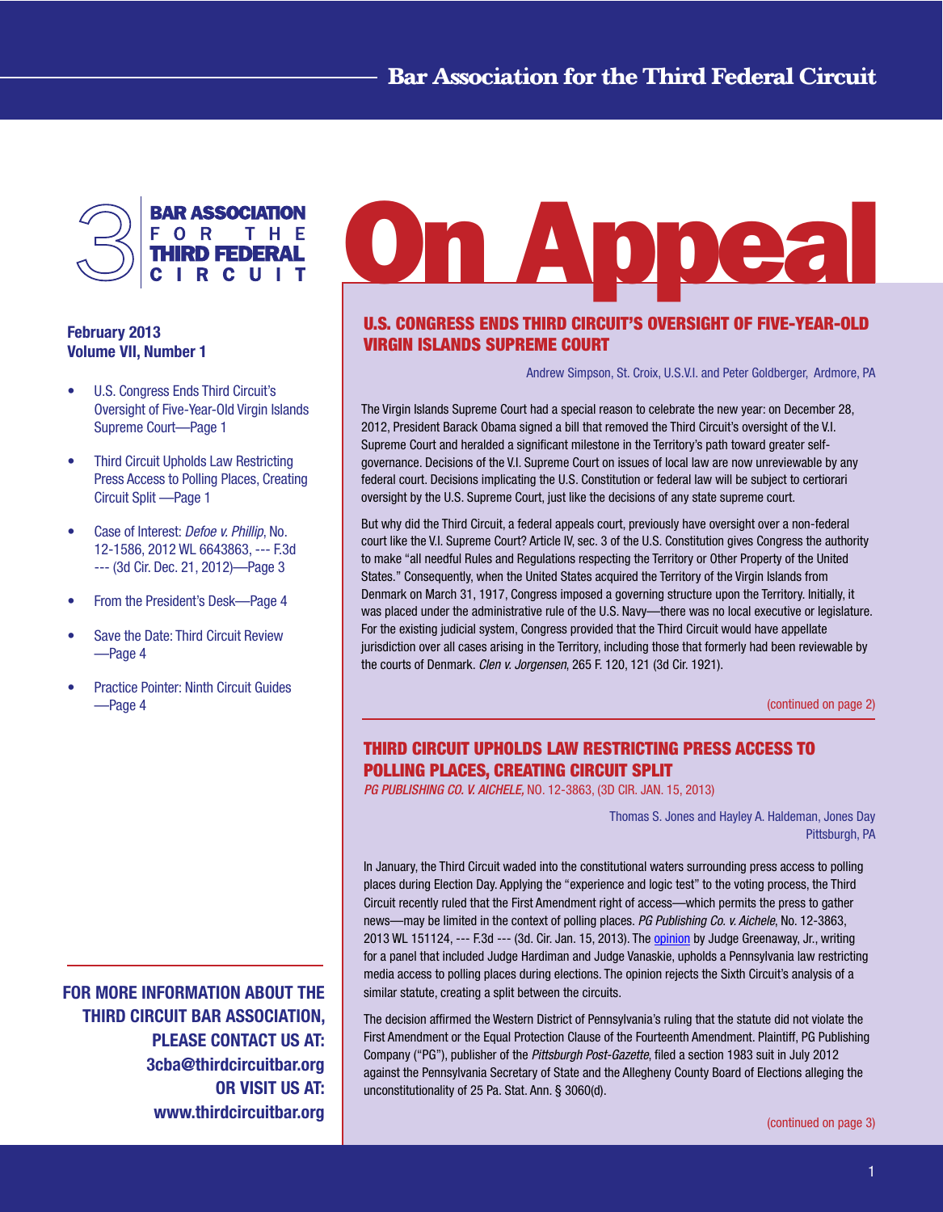# On Appeal

**Bar Association for the Third Federal Circuit**

**February 2013**
**Volume VII, Number 1**

- U.S. Congress Ends Third Circuit's Oversight of Five-Year-Old Virgin Islands Supreme Court—Page 1
- Third Circuit Upholds Law Restricting Press Access to Polling Places, Creating Circuit Split —Page 1
- Case of Interest: *Defoe v. Phillip*, No. 12-1586, 2012 WL 6643863, --- F.3d --- (3d Cir. Dec. 21, 2012)—Page 3
- From the President's Desk—Page 4
- Save the Date: Third Circuit Review —Page 4
- Practice Pointer: Ninth Circuit Guides —Page 4

**FOR MORE INFORMATION ABOUT THE THIRD CIRCUIT BAR ASSOCIATION, PLEASE CONTACT US AT: 3cba@thirdcircuitbar.org OR VISIT US AT: www.thirdcircuitbar.org**

## U.S. CONGRESS ENDS THIRD CIRCUIT'S OVERSIGHT OF FIVE-YEAR-OLD VIRGIN ISLANDS SUPREME COURT

Andrew Simpson, St. Croix, U.S.V.I. and Peter Goldberger, Ardmore, PA

The Virgin Islands Supreme Court had a special reason to celebrate the new year: on December 28, 2012, President Barack Obama signed a bill that removed the Third Circuit's oversight of the V.I. Supreme Court and heralded a significant milestone in the Territory's path toward greater self-governance. Decisions of the V.I. Supreme Court on issues of local law are now unreviewable by any federal court. Decisions implicating the U.S. Constitution or federal law will be subject to certiorari oversight by the U.S. Supreme Court, just like the decisions of any state supreme court.

But why did the Third Circuit, a federal appeals court, previously have oversight over a non-federal court like the V.I. Supreme Court? Article IV, sec. 3 of the U.S. Constitution gives Congress the authority to make "all needful Rules and Regulations respecting the Territory or Other Property of the United States." Consequently, when the United States acquired the Territory of the Virgin Islands from Denmark on March 31, 1917, Congress imposed a governing structure upon the Territory. Initially, it was placed under the administrative rule of the U.S. Navy—there was no local executive or legislature. For the existing judicial system, Congress provided that the Third Circuit would have appellate jurisdiction over all cases arising in the Territory, including those that formerly had been reviewable by the courts of Denmark. *Clen v. Jorgensen*, 265 F. 120, 121 (3d Cir. 1921).

(continued on page 2)

## THIRD CIRCUIT UPHOLDS LAW RESTRICTING PRESS ACCESS TO POLLING PLACES, CREATING CIRCUIT SPLIT

*PG PUBLISHING CO. V. AICHELE*, NO. 12-3863, (3D CIR. JAN. 15, 2013)

Thomas S. Jones and Hayley A. Haldeman, Jones Day
Pittsburgh, PA

In January, the Third Circuit waded into the constitutional waters surrounding press access to polling places during Election Day. Applying the "experience and logic test" to the voting process, the Third Circuit recently ruled that the First Amendment right of access—which permits the press to gather news—may be limited in the context of polling places. *PG Publishing Co. v. Aichele*, No. 12-3863, 2013 WL 151124, --- F.3d --- (3d. Cir. Jan. 15, 2013). The opinion by Judge Greenaway, Jr., writing for a panel that included Judge Hardiman and Judge Vanaskie, upholds a Pennsylvania law restricting media access to polling places during elections. The opinion rejects the Sixth Circuit's analysis of a similar statute, creating a split between the circuits.

The decision affirmed the Western District of Pennsylvania's ruling that the statute did not violate the First Amendment or the Equal Protection Clause of the Fourteenth Amendment. Plaintiff, PG Publishing Company ("PG"), publisher of the *Pittsburgh Post-Gazette*, filed a section 1983 suit in July 2012 against the Pennsylvania Secretary of State and the Allegheny County Board of Elections alleging the unconstitutionality of 25 Pa. Stat. Ann. § 3060(d).

(continued on page 3)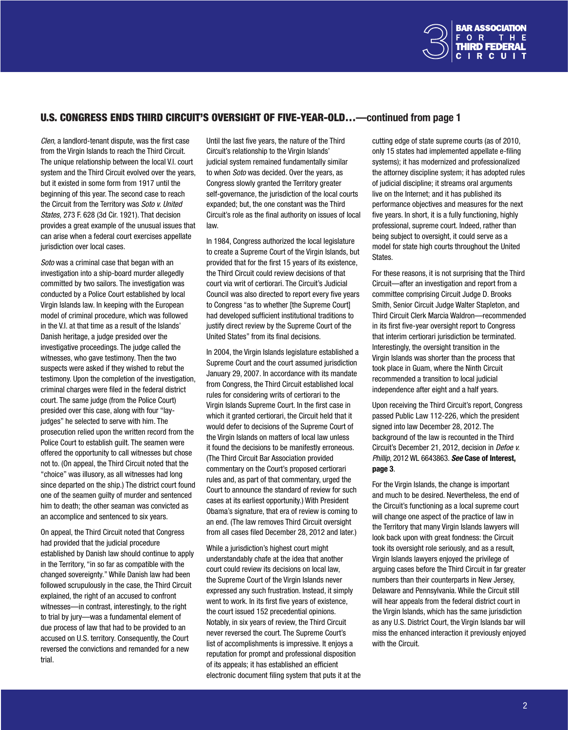## U.S. CONGRESS ENDS THIRD CIRCUIT'S OVERSIGHT OF FIVE-YEAR-OLD…—continued from page 1

*Clen*, a landlord-tenant dispute, was the first case from the Virgin Islands to reach the Third Circuit. The unique relationship between the local V.I. court system and the Third Circuit evolved over the years, but it existed in some form from 1917 until the beginning of this year. The second case to reach the Circuit from the Territory was *Soto v. United States,* 273 F. 628 (3d Cir. 1921). That decision provides a great example of the unusual issues that can arise when a federal court exercises appellate jurisdiction over local cases.

*Soto* was a criminal case that began with an investigation into a ship-board murder allegedly committed by two sailors. The investigation was conducted by a Police Court established by local Virgin Islands law. In keeping with the European model of criminal procedure, which was followed in the V.I. at that time as a result of the Islands' Danish heritage, a judge presided over the investigative proceedings. The judge called the witnesses, who gave testimony. Then the two suspects were asked if they wished to rebut the testimony. Upon the completion of the investigation, criminal charges were filed in the federal district court. The same judge (from the Police Court) presided over this case, along with four "lay-judges" he selected to serve with him. The prosecution relied upon the written record from the Police Court to establish guilt. The seamen were offered the opportunity to call witnesses but chose not to. (On appeal, the Third Circuit noted that the "choice" was illusory, as all witnesses had long since departed on the ship.) The district court found one of the seamen guilty of murder and sentenced him to death; the other seaman was convicted as an accomplice and sentenced to six years.

On appeal, the Third Circuit noted that Congress had provided that the judicial procedure established by Danish law should continue to apply in the Territory, "in so far as compatible with the changed sovereignty." While Danish law had been followed scrupulously in the case, the Third Circuit explained, the right of an accused to confront witnesses—in contrast, interestingly, to the right to trial by jury—was a fundamental element of due process of law that had to be provided to an accused on U.S. territory. Consequently, the Court reversed the convictions and remanded for a new trial.

Until the last five years, the nature of the Third Circuit's relationship to the Virgin Islands' judicial system remained fundamentally similar to when *Soto* was decided. Over the years, as Congress slowly granted the Territory greater self-governance, the jurisdiction of the local courts expanded; but, the one constant was the Third Circuit's role as the final authority on issues of local law.

In 1984, Congress authorized the local legislature to create a Supreme Court of the Virgin Islands, but provided that for the first 15 years of its existence, the Third Circuit could review decisions of that court via writ of certiorari. The Circuit's Judicial Council was also directed to report every five years to Congress "as to whether [the Supreme Court] had developed sufficient institutional traditions to justify direct review by the Supreme Court of the United States" from its final decisions.

In 2004, the Virgin Islands legislature established a Supreme Court and the court assumed jurisdiction January 29, 2007. In accordance with its mandate from Congress, the Third Circuit established local rules for considering writs of certiorari to the Virgin Islands Supreme Court. In the first case in which it granted certiorari, the Circuit held that it would defer to decisions of the Supreme Court of the Virgin Islands on matters of local law unless it found the decisions to be manifestly erroneous. (The Third Circuit Bar Association provided commentary on the Court's proposed certiorari rules and, as part of that commentary, urged the Court to announce the standard of review for such cases at its earliest opportunity.) With President Obama's signature, that era of review is coming to an end. (The law removes Third Circuit oversight from all cases filed December 28, 2012 and later.)

While a jurisdiction's highest court might understandably chafe at the idea that another court could review its decisions on local law, the Supreme Court of the Virgin Islands never expressed any such frustration. Instead, it simply went to work. In its first five years of existence, the court issued 152 precedential opinions. Notably, in six years of review, the Third Circuit never reversed the court. The Supreme Court's list of accomplishments is impressive. It enjoys a reputation for prompt and professional disposition of its appeals; it has established an efficient electronic document filing system that puts it at the cutting edge of state supreme courts (as of 2010, only 15 states had implemented appellate e-filing systems); it has modernized and professionalized the attorney discipline system; it has adopted rules of judicial discipline; it streams oral arguments live on the Internet; and it has published its performance objectives and measures for the next five years. In short, it is a fully functioning, highly professional, supreme court. Indeed, rather than being subject to oversight, it could serve as a model for state high courts throughout the United States.

For these reasons, it is not surprising that the Third Circuit—after an investigation and report from a committee comprising Circuit Judge D. Brooks Smith, Senior Circuit Judge Walter Stapleton, and Third Circuit Clerk Marcia Waldron—recommended in its first five-year oversight report to Congress that interim certiorari jurisdiction be terminated. Interestingly, the oversight transition in the Virgin Islands was shorter than the process that took place in Guam, where the Ninth Circuit recommended a transition to local judicial independence after eight and a half years.

Upon receiving the Third Circuit's report, Congress passed Public Law 112-226, which the president signed into law December 28, 2012. The background of the law is recounted in the Third Circuit's December 21, 2012, decision in *Defoe v. Phillip*, 2012 WL 6643863. ***See* Case of Interest, page 3**.

For the Virgin Islands, the change is important and much to be desired. Nevertheless, the end of the Circuit's functioning as a local supreme court will change one aspect of the practice of law in the Territory that many Virgin Islands lawyers will look back upon with great fondness: the Circuit took its oversight role seriously, and as a result, Virgin Islands lawyers enjoyed the privilege of arguing cases before the Third Circuit in far greater numbers than their counterparts in New Jersey, Delaware and Pennsylvania. While the Circuit still will hear appeals from the federal district court in the Virgin Islands, which has the same jurisdiction as any U.S. District Court, the Virgin Islands bar will miss the enhanced interaction it previously enjoyed with the Circuit.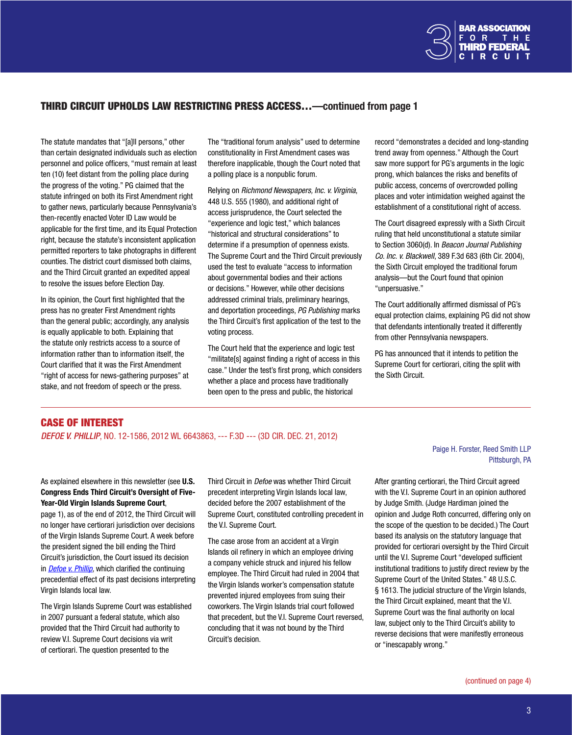## THIRD CIRCUIT UPHOLDS LAW RESTRICTING PRESS ACCESS…—continued from page 1

The statute mandates that "[a]ll persons," other than certain designated individuals such as election personnel and police officers, "must remain at least ten (10) feet distant from the polling place during the progress of the voting." PG claimed that the statute infringed on both its First Amendment right to gather news, particularly because Pennsylvania's then-recently enacted Voter ID Law would be applicable for the first time, and its Equal Protection right, because the statute's inconsistent application permitted reporters to take photographs in different counties. The district court dismissed both claims, and the Third Circuit granted an expedited appeal to resolve the issues before Election Day.

In its opinion, the Court first highlighted that the press has no greater First Amendment rights than the general public; accordingly, any analysis is equally applicable to both. Explaining that the statute only restricts access to a source of information rather than to information itself, the Court clarified that it was the First Amendment "right of access for news-gathering purposes" at stake, and not freedom of speech or the press.

The "traditional forum analysis" used to determine constitutionality in First Amendment cases was therefore inapplicable, though the Court noted that a polling place is a nonpublic forum.

Relying on *Richmond Newspapers, Inc. v. Virginia*, 448 U.S. 555 (1980), and additional right of access jurisprudence, the Court selected the "experience and logic test," which balances "historical and structural considerations" to determine if a presumption of openness exists. The Supreme Court and the Third Circuit previously used the test to evaluate "access to information about governmental bodies and their actions or decisions." However, while other decisions addressed criminal trials, preliminary hearings, and deportation proceedings, *PG Publishing* marks the Third Circuit's first application of the test to the voting process.

The Court held that the experience and logic test "militate[s] against finding a right of access in this case." Under the test's first prong, which considers whether a place and process have traditionally been open to the press and public, the historical record "demonstrates a decided and long-standing trend away from openness." Although the Court saw more support for PG's arguments in the logic prong, which balances the risks and benefits of public access, concerns of overcrowded polling places and voter intimidation weighed against the establishment of a constitutional right of access.

The Court disagreed expressly with a Sixth Circuit ruling that held unconstitutional a statute similar to Section 3060(d). In *Beacon Journal Publishing Co. Inc. v. Blackwell*, 389 F.3d 683 (6th Cir. 2004), the Sixth Circuit employed the traditional forum analysis—but the Court found that opinion "unpersuasive."

The Court additionally affirmed dismissal of PG's equal protection claims, explaining PG did not show that defendants intentionally treated it differently from other Pennsylvania newspapers.

PG has announced that it intends to petition the Supreme Court for certiorari, citing the split with the Sixth Circuit.

## CASE OF INTEREST

*DEFOE V. PHILLIP*, NO. 12-1586, 2012 WL 6643863, --- F.3D --- (3D CIR. DEC. 21, 2012)

Paige H. Forster, Reed Smith LLP
Pittsburgh, PA

As explained elsewhere in this newsletter (see **U.S. Congress Ends Third Circuit's Oversight of Five-Year-Old Virgin Islands Supreme Court**, page 1), as of the end of 2012, the Third Circuit will no longer have certiorari jurisdiction over decisions of the Virgin Islands Supreme Court. A week before the president signed the bill ending the Third Circuit's jurisdiction, the Court issued its decision in *Defoe v. Phillip*, which clarified the continuing precedential effect of its past decisions interpreting Virgin Islands local law.

The Virgin Islands Supreme Court was established in 2007 pursuant a federal statute, which also provided that the Third Circuit had authority to review V.I. Supreme Court decisions via writ of certiorari. The question presented to the Third Circuit in *Defoe* was whether Third Circuit precedent interpreting Virgin Islands local law, decided before the 2007 establishment of the Supreme Court, constituted controlling precedent in the V.I. Supreme Court.

The case arose from an accident at a Virgin Islands oil refinery in which an employee driving a company vehicle struck and injured his fellow employee. The Third Circuit had ruled in 2004 that the Virgin Islands worker's compensation statute prevented injured employees from suing their coworkers. The Virgin Islands trial court followed that precedent, but the V.I. Supreme Court reversed, concluding that it was not bound by the Third Circuit's decision.

After granting certiorari, the Third Circuit agreed with the V.I. Supreme Court in an opinion authored by Judge Smith. (Judge Hardiman joined the opinion and Judge Roth concurred, differing only on the scope of the question to be decided.) The Court based its analysis on the statutory language that provided for certiorari oversight by the Third Circuit until the V.I. Supreme Court "developed sufficient institutional traditions to justify direct review by the Supreme Court of the United States." 48 U.S.C. § 1613. The judicial structure of the Virgin Islands, the Third Circuit explained, meant that the V.I. Supreme Court was the final authority on local law, subject only to the Third Circuit's ability to reverse decisions that were manifestly erroneous or "inescapably wrong."

(continued on page 4)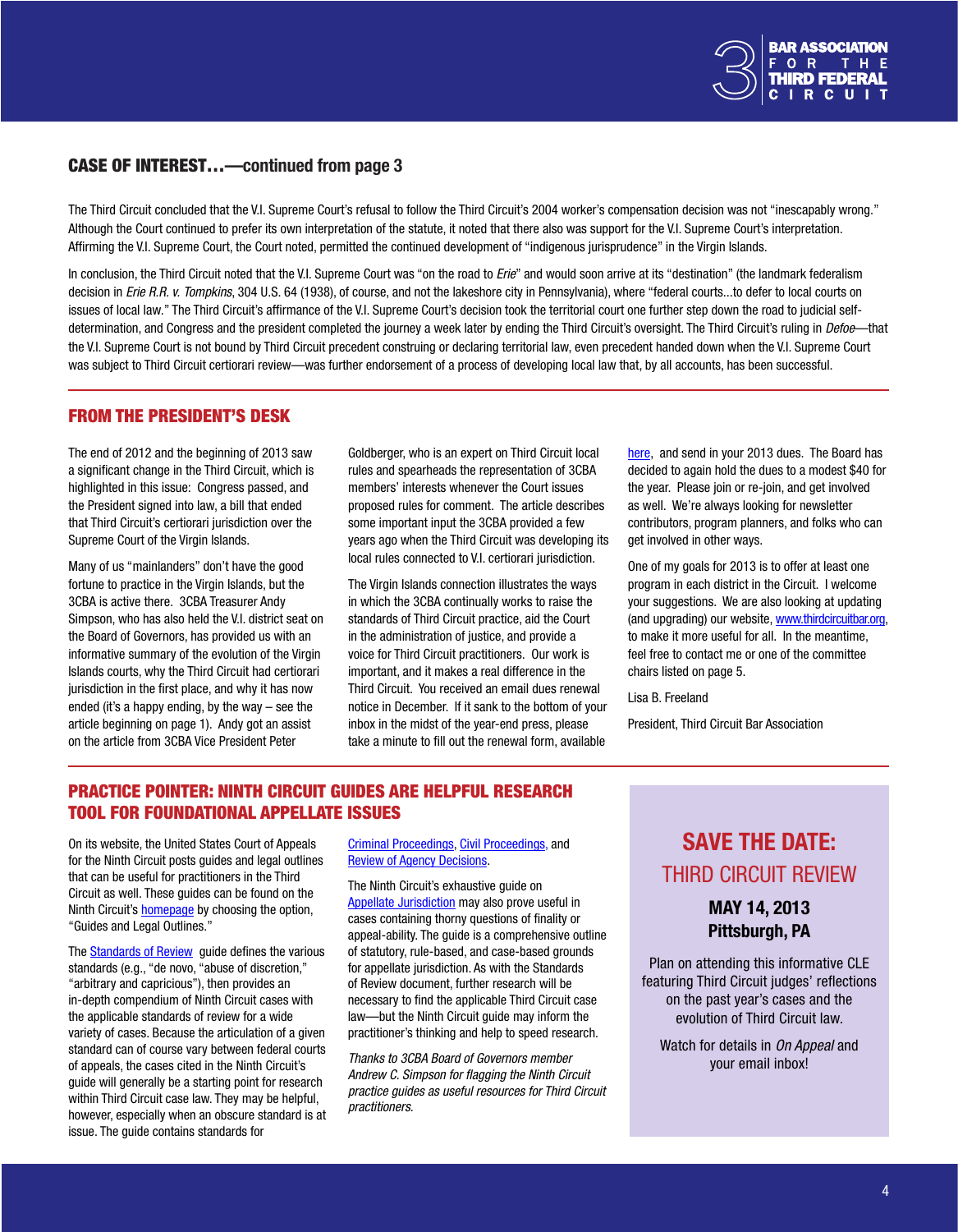## CASE OF INTEREST…—continued from page 3

The Third Circuit concluded that the V.I. Supreme Court's refusal to follow the Third Circuit's 2004 worker's compensation decision was not "inescapably wrong." Although the Court continued to prefer its own interpretation of the statute, it noted that there also was support for the V.I. Supreme Court's interpretation. Affirming the V.I. Supreme Court, the Court noted, permitted the continued development of "indigenous jurisprudence" in the Virgin Islands.

In conclusion, the Third Circuit noted that the V.I. Supreme Court was "on the road to *Erie*" and would soon arrive at its "destination" (the landmark federalism decision in *Erie R.R. v. Tompkins*, 304 U.S. 64 (1938), of course, and not the lakeshore city in Pennsylvania), where "federal courts…to defer to local courts on issues of local law." The Third Circuit's affirmance of the V.I. Supreme Court's decision took the territorial court one further step down the road to judicial self-determination, and Congress and the president completed the journey a week later by ending the Third Circuit's oversight. The Third Circuit's ruling in *Defoe*—that the V.I. Supreme Court is not bound by Third Circuit precedent construing or declaring territorial law, even precedent handed down when the V.I. Supreme Court was subject to Third Circuit certiorari review—was further endorsement of a process of developing local law that, by all accounts, has been successful.

## FROM THE PRESIDENT'S DESK

The end of 2012 and the beginning of 2013 saw a significant change in the Third Circuit, which is highlighted in this issue: Congress passed, and the President signed into law, a bill that ended that Third Circuit's certiorari jurisdiction over the Supreme Court of the Virgin Islands.

Many of us "mainlanders" don't have the good fortune to practice in the Virgin Islands, but the 3CBA is active there. 3CBA Treasurer Andy Simpson, who has also held the V.I. district seat on the Board of Governors, has provided us with an informative summary of the evolution of the Virgin Islands courts, why the Third Circuit had certiorari jurisdiction in the first place, and why it has now ended (it's a happy ending, by the way – see the article beginning on page 1). Andy got an assist on the article from 3CBA Vice President Peter Goldberger, who is an expert on Third Circuit local rules and spearheads the representation of 3CBA members' interests whenever the Court issues proposed rules for comment. The article describes some important input the 3CBA provided a few years ago when the Third Circuit was developing its local rules connected to V.I. certiorari jurisdiction.

The Virgin Islands connection illustrates the ways in which the 3CBA continually works to raise the standards of Third Circuit practice, aid the Court in the administration of justice, and provide a voice for Third Circuit practitioners. Our work is important, and it makes a real difference in the Third Circuit. You received an email dues renewal notice in December. If it sank to the bottom of your inbox in the midst of the year-end press, please take a minute to fill out the renewal form, available here, and send in your 2013 dues. The Board has decided to again hold the dues to a modest $40 for the year. Please join or re-join, and get involved as well. We're always looking for newsletter contributors, program planners, and folks who can get involved in other ways.

One of my goals for 2013 is to offer at least one program in each district in the Circuit. I welcome your suggestions. We are also looking at updating (and upgrading) our website, www.thirdcircuitbar.org, to make it more useful for all. In the meantime, feel free to contact me or one of the committee chairs listed on page 5.

Lisa B. Freeland

President, Third Circuit Bar Association

## PRACTICE POINTER: NINTH CIRCUIT GUIDES ARE HELPFUL RESEARCH TOOL FOR FOUNDATIONAL APPELLATE ISSUES

On its website, the United States Court of Appeals for the Ninth Circuit posts guides and legal outlines that can be useful for practitioners in the Third Circuit as well. These guides can be found on the Ninth Circuit's homepage by choosing the option, "Guides and Legal Outlines."

The Standards of Review guide defines the various standards (e.g., "de novo," "abuse of discretion," "arbitrary and capricious"), then provides an in-depth compendium of Ninth Circuit cases with the applicable standards of review for a wide variety of cases. Because the articulation of a given standard can of course vary between federal courts of appeals, the cases cited in the Ninth Circuit's guide will generally be a starting point for research within Third Circuit case law. They may be helpful, however, especially when an obscure standard is at issue. The guide contains standards for Criminal Proceedings, Civil Proceedings, and Review of Agency Decisions.

The Ninth Circuit's exhaustive guide on Appellate Jurisdiction may also prove useful in cases containing thorny questions of finality or appeal-ability. The guide is a comprehensive outline of statutory, rule-based, and case-based grounds for appellate jurisdiction. As with the Standards of Review document, further research will be necessary to find the applicable Third Circuit case law—but the Ninth Circuit guide may inform the practitioner's thinking and help to speed research.

*Thanks to 3CBA Board of Governors member Andrew C. Simpson for flagging the Ninth Circuit practice guides as useful resources for Third Circuit practitioners.*

## SAVE THE DATE:

### THIRD CIRCUIT REVIEW

**MAY 14, 2013**
**Pittsburgh, PA**

Plan on attending this informative CLE featuring Third Circuit judges' reflections on the past year's cases and the evolution of Third Circuit law.

Watch for details in *On Appeal* and your email inbox!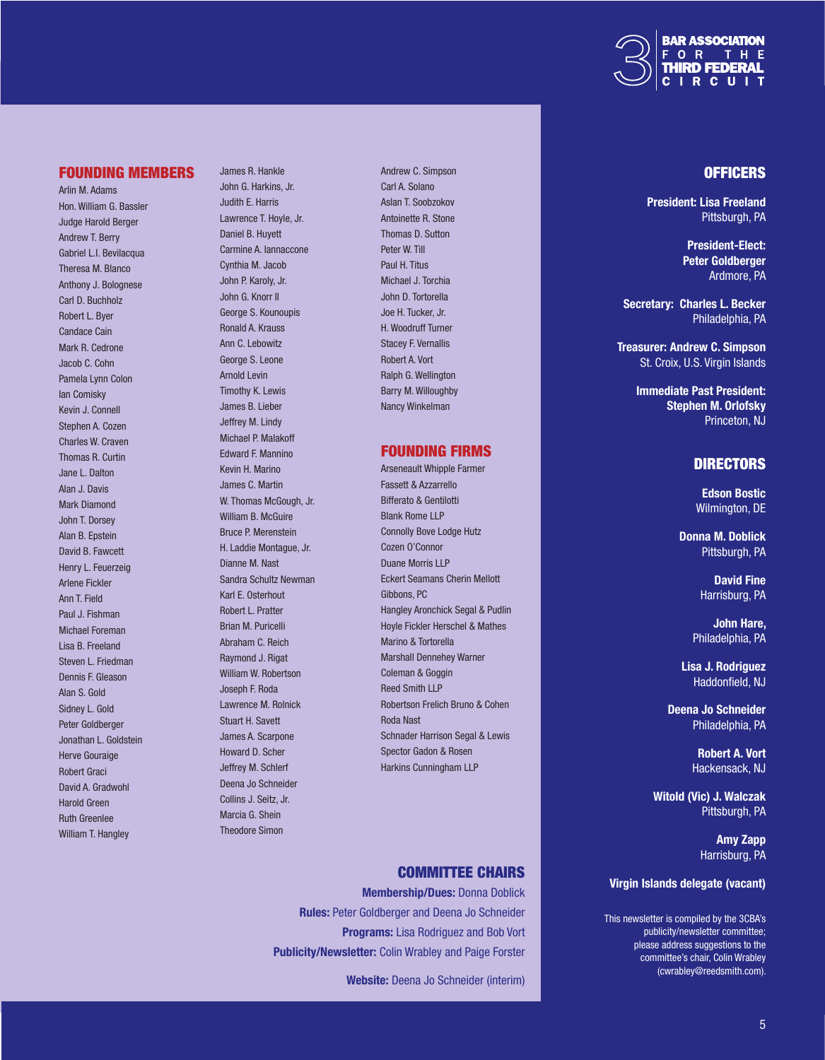BAR ASSOCIATION FOR THE THIRD FEDERAL CIRCUIT

## FOUNDING MEMBERS

Arlin M. Adams
Hon. William G. Bassler
Judge Harold Berger
Andrew T. Berry
Gabriel L.I. Bevilacqua
Theresa M. Blanco
Anthony J. Bolognese
Carl D. Buchholz
Robert L. Byer
Candace Cain
Mark R. Cedrone
Jacob C. Cohn
Pamela Lynn Colon
Ian Comisky
Kevin J. Connell
Stephen A. Cozen
Charles W. Craven
Thomas R. Curtin
Jane L. Dalton
Alan J. Davis
Mark Diamond
John T. Dorsey
Alan B. Epstein
David B. Fawcett
Henry L. Feuerzeig
Arlene Fickler
Ann T. Field
Paul J. Fishman
Michael Foreman
Lisa B. Freeland
Steven L. Friedman
Dennis F. Gleason
Alan S. Gold
Sidney L. Gold
Peter Goldberger
Jonathan L. Goldstein
Herve Gouraige
Robert Graci
David A. Gradwohl
Harold Green
Ruth Greenlee
William T. Hangley
James R. Hankle
John G. Harkins, Jr.
Judith E. Harris
Lawrence T. Hoyle, Jr.
Daniel B. Huyett
Carmine A. Iannaccone
Cynthia M. Jacob
John P. Karoly, Jr.
John G. Knorr II
George S. Kounoupis
Ronald A. Krauss
Ann C. Lebowitz
George S. Leone
Arnold Levin
Timothy K. Lewis
James B. Lieber
Jeffrey M. Lindy
Michael P. Malakoff
Edward F. Mannino
Kevin H. Marino
James C. Martin
W. Thomas McGough, Jr.
William B. McGuire
Bruce P. Merenstein
H. Laddie Montague, Jr.
Dianne M. Nast
Sandra Schultz Newman
Karl E. Osterhout
Robert L. Pratter
Brian M. Puricelli
Abraham C. Reich
Raymond J. Rigat
William W. Robertson
Joseph F. Roda
Lawrence M. Rolnick
Stuart H. Savett
James A. Scarpone
Howard D. Scher
Jeffrey M. Schlerf
Deena Jo Schneider
Collins J. Seitz, Jr.
Marcia G. Shein
Theodore Simon
Andrew C. Simpson
Carl A. Solano
Aslan T. Soobzokov
Antoinette R. Stone
Thomas D. Sutton
Peter W. Till
Paul H. Titus
Michael J. Torchia
John D. Tortorella
Joe H. Tucker, Jr.
H. Woodruff Turner
Stacey F. Vernallis
Robert A. Vort
Ralph G. Wellington
Barry M. Willoughby
Nancy Winkelman

## FOUNDING FIRMS

Arseneault Whipple Farmer
Fassett & Azzarello
Bifferato & Gentilotti
Blank Rome LLP
Connolly Bove Lodge Hutz
Cozen O'Connor
Duane Morris LLP
Eckert Seamans Cherin Mellott
Gibbons, PC
Hangley Aronchick Segal & Pudlin
Hoyle Fickler Herschel & Mathes
Marino & Tortorella
Marshall Dennehey Warner
Coleman & Goggin
Reed Smith LLP
Robertson Frelich Bruno & Cohen
Roda Nast
Schnader Harrison Segal & Lewis
Spector Gadon & Rosen
Harkins Cunningham LLP

## COMMITTEE CHAIRS

**Membership/Dues:** Donna Doblick
**Rules:** Peter Goldberger and Deena Jo Schneider
**Programs:** Lisa Rodriguez and Bob Vort
**Publicity/Newsletter:** Colin Wrabley and Paige Forster
**Website:** Deena Jo Schneider (interim)

## OFFICERS

**President: Lisa Freeland**
Pittsburgh, PA

**President-Elect: Peter Goldberger**
Ardmore, PA

**Secretary: Charles L. Becker**
Philadelphia, PA

**Treasurer: Andrew C. Simpson**
St. Croix, U.S. Virgin Islands

**Immediate Past President: Stephen M. Orlofsky**
Princeton, NJ

## DIRECTORS

**Edson Bostic**
Wilmington, DE

**Donna M. Doblick**
Pittsburgh, PA

**David Fine**
Harrisburg, PA

**John Hare,**
Philadelphia, PA

**Lisa J. Rodriguez**
Haddonfield, NJ

**Deena Jo Schneider**
Philadelphia, PA

**Robert A. Vort**
Hackensack, NJ

**Witold (Vic) J. Walczak**
Pittsburgh, PA

**Amy Zapp**
Harrisburg, PA

**Virgin Islands delegate (vacant)**

This newsletter is compiled by the 3CBA's publicity/newsletter committee; please address suggestions to the committee's chair, Colin Wrabley (cwrabley@reedsmith.com).